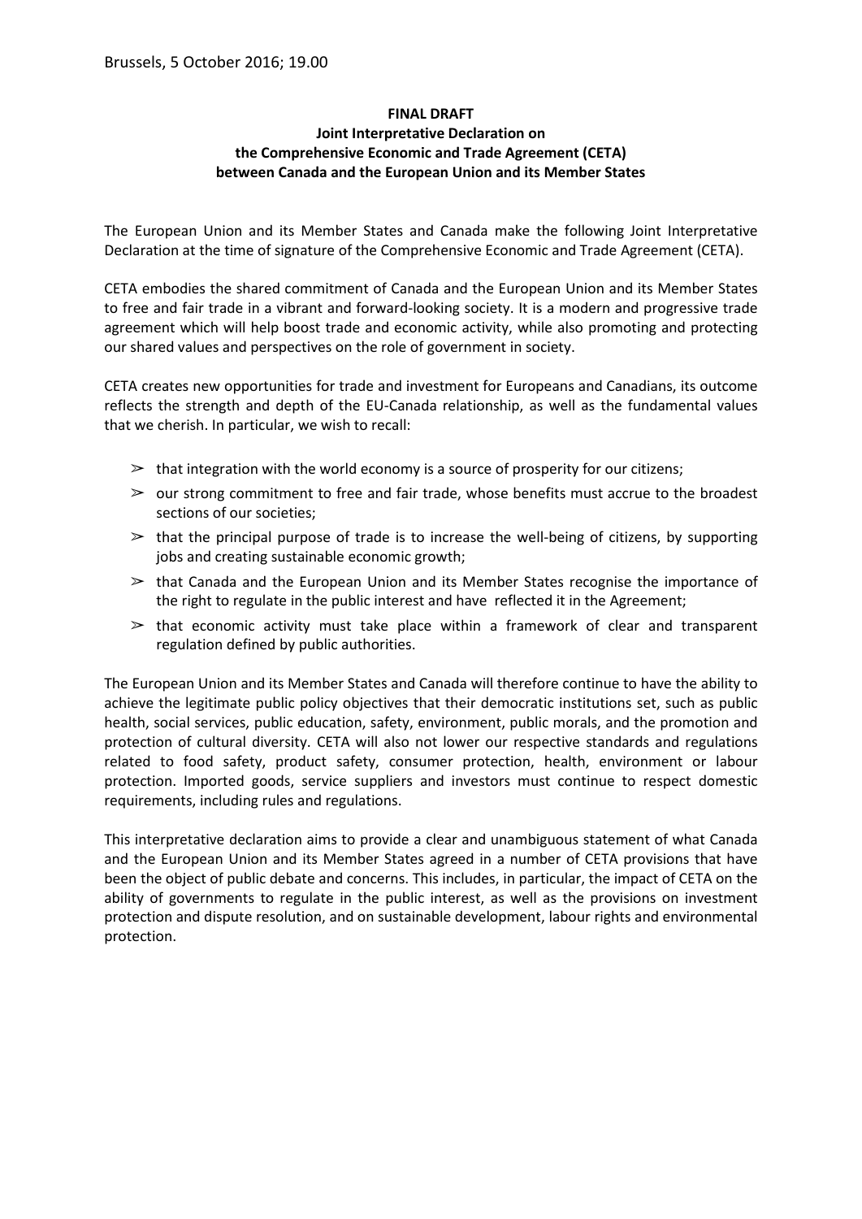Brussels, 5 October 2016; 19.00

**FINAL DRAFT**
**Joint Interpretative Declaration on the Comprehensive Economic and Trade Agreement (CETA) between Canada and the European Union and its Member States**

The European Union and its Member States and Canada make the following Joint Interpretative Declaration at the time of signature of the Comprehensive Economic and Trade Agreement (CETA).

CETA embodies the shared commitment of Canada and the European Union and its Member States to free and fair trade in a vibrant and forward-looking society. It is a modern and progressive trade agreement which will help boost trade and economic activity, while also promoting and protecting our shared values and perspectives on the role of government in society.

CETA creates new opportunities for trade and investment for Europeans and Canadians, its outcome reflects the strength and depth of the EU-Canada relationship, as well as the fundamental values that we cherish. In particular, we wish to recall:

- that integration with the world economy is a source of prosperity for our citizens;
- our strong commitment to free and fair trade, whose benefits must accrue to the broadest sections of our societies;
- that the principal purpose of trade is to increase the well-being of citizens, by supporting jobs and creating sustainable economic growth;
- that Canada and the European Union and its Member States recognise the importance of the right to regulate in the public interest and have reflected it in the Agreement;
- that economic activity must take place within a framework of clear and transparent regulation defined by public authorities.

The European Union and its Member States and Canada will therefore continue to have the ability to achieve the legitimate public policy objectives that their democratic institutions set, such as public health, social services, public education, safety, environment, public morals, and the promotion and protection of cultural diversity. CETA will also not lower our respective standards and regulations related to food safety, product safety, consumer protection, health, environment or labour protection. Imported goods, service suppliers and investors must continue to respect domestic requirements, including rules and regulations.

This interpretative declaration aims to provide a clear and unambiguous statement of what Canada and the European Union and its Member States agreed in a number of CETA provisions that have been the object of public debate and concerns. This includes, in particular, the impact of CETA on the ability of governments to regulate in the public interest, as well as the provisions on investment protection and dispute resolution, and on sustainable development, labour rights and environmental protection.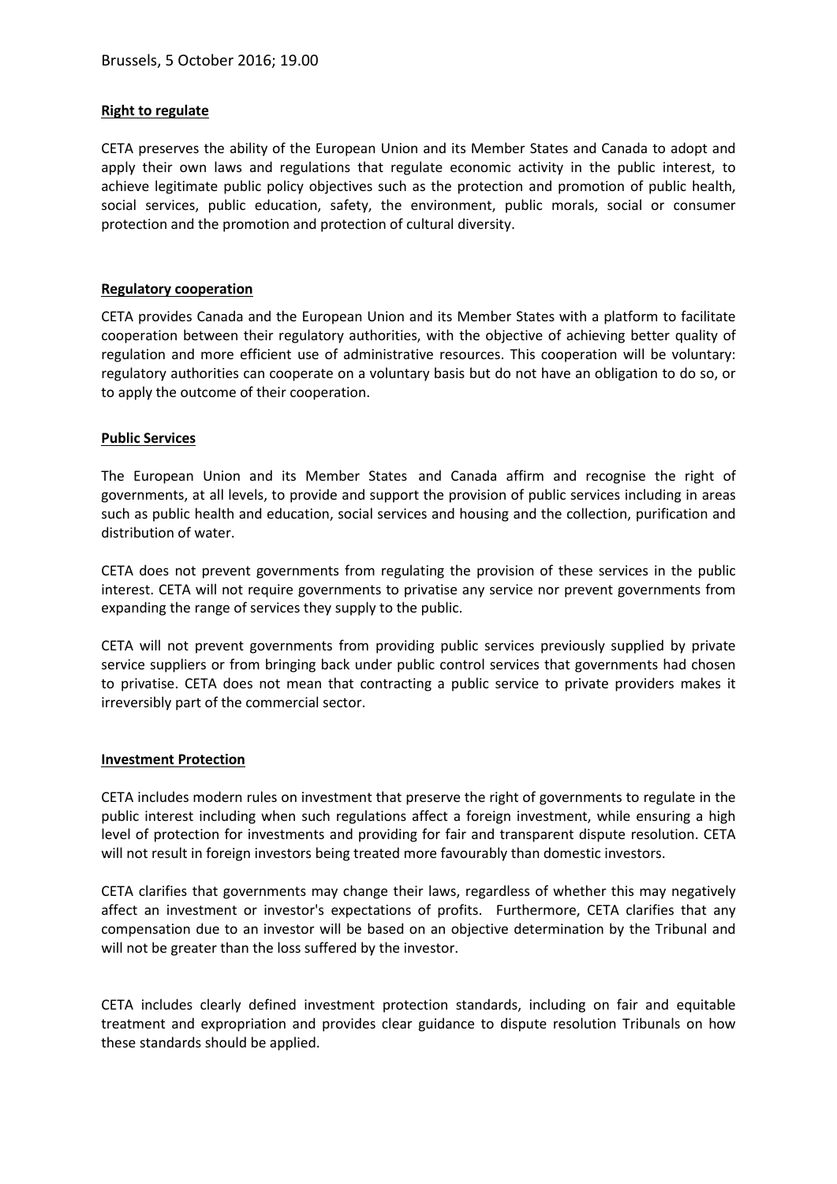Brussels, 5 October 2016; 19.00

**Right to regulate**

CETA preserves the ability of the European Union and its Member States and Canada to adopt and apply their own laws and regulations that regulate economic activity in the public interest, to achieve legitimate public policy objectives such as the protection and promotion of public health, social services, public education, safety, the environment, public morals, social or consumer protection and the promotion and protection of cultural diversity.

**Regulatory cooperation**

CETA provides Canada and the European Union and its Member States with a platform to facilitate cooperation between their regulatory authorities, with the objective of achieving better quality of regulation and more efficient use of administrative resources. This cooperation will be voluntary: regulatory authorities can cooperate on a voluntary basis but do not have an obligation to do so, or to apply the outcome of their cooperation.

**Public Services**

The European Union and its Member States and Canada affirm and recognise the right of governments, at all levels, to provide and support the provision of public services including in areas such as public health and education, social services and housing and the collection, purification and distribution of water.

CETA does not prevent governments from regulating the provision of these services in the public interest. CETA will not require governments to privatise any service nor prevent governments from expanding the range of services they supply to the public.

CETA will not prevent governments from providing public services previously supplied by private service suppliers or from bringing back under public control services that governments had chosen to privatise. CETA does not mean that contracting a public service to private providers makes it irreversibly part of the commercial sector.

**Investment Protection**

CETA includes modern rules on investment that preserve the right of governments to regulate in the public interest including when such regulations affect a foreign investment, while ensuring a high level of protection for investments and providing for fair and transparent dispute resolution. CETA will not result in foreign investors being treated more favourably than domestic investors.

CETA clarifies that governments may change their laws, regardless of whether this may negatively affect an investment or investor's expectations of profits. Furthermore, CETA clarifies that any compensation due to an investor will be based on an objective determination by the Tribunal and will not be greater than the loss suffered by the investor.

CETA includes clearly defined investment protection standards, including on fair and equitable treatment and expropriation and provides clear guidance to dispute resolution Tribunals on how these standards should be applied.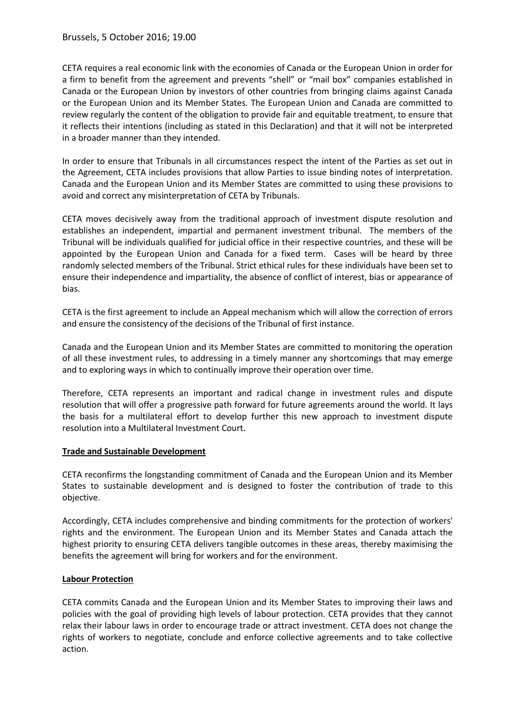CETA requires a real economic link with the economies of Canada or the European Union in order for a firm to benefit from the agreement and prevents "shell" or "mail box" companies established in Canada or the European Union by investors of other countries from bringing claims against Canada or the European Union and its Member States. The European Union and Canada are committed to review regularly the content of the obligation to provide fair and equitable treatment, to ensure that it reflects their intentions (including as stated in this Declaration) and that it will not be interpreted in a broader manner than they intended.

In order to ensure that Tribunals in all circumstances respect the intent of the Parties as set out in the Agreement, CETA includes provisions that allow Parties to issue binding notes of interpretation. Canada and the European Union and its Member States are committed to using these provisions to avoid and correct any misinterpretation of CETA by Tribunals.

CETA moves decisively away from the traditional approach of investment dispute resolution and establishes an independent, impartial and permanent investment tribunal. The members of the Tribunal will be individuals qualified for judicial office in their respective countries, and these will be appointed by the European Union and Canada for a fixed term. Cases will be heard by three randomly selected members of the Tribunal. Strict ethical rules for these individuals have been set to ensure their independence and impartiality, the absence of conflict of interest, bias or appearance of bias.

CETA is the first agreement to include an Appeal mechanism which will allow the correction of errors and ensure the consistency of the decisions of the Tribunal of first instance.

Canada and the European Union and its Member States are committed to monitoring the operation of all these investment rules, to addressing in a timely manner any shortcomings that may emerge and to exploring ways in which to continually improve their operation over time.

Therefore, CETA represents an important and radical change in investment rules and dispute resolution that will offer a progressive path forward for future agreements around the world. It lays the basis for a multilateral effort to develop further this new approach to investment dispute resolution into a Multilateral Investment Court.

## Trade and Sustainable Development

CETA reconfirms the longstanding commitment of Canada and the European Union and its Member States to sustainable development and is designed to foster the contribution of trade to this objective.

Accordingly, CETA includes comprehensive and binding commitments for the protection of workers' rights and the environment. The European Union and its Member States and Canada attach the highest priority to ensuring CETA delivers tangible outcomes in these areas, thereby maximising the benefits the agreement will bring for workers and for the environment.

## Labour Protection

CETA commits Canada and the European Union and its Member States to improving their laws and policies with the goal of providing high levels of labour protection. CETA provides that they cannot relax their labour laws in order to encourage trade or attract investment. CETA does not change the rights of workers to negotiate, conclude and enforce collective agreements and to take collective action.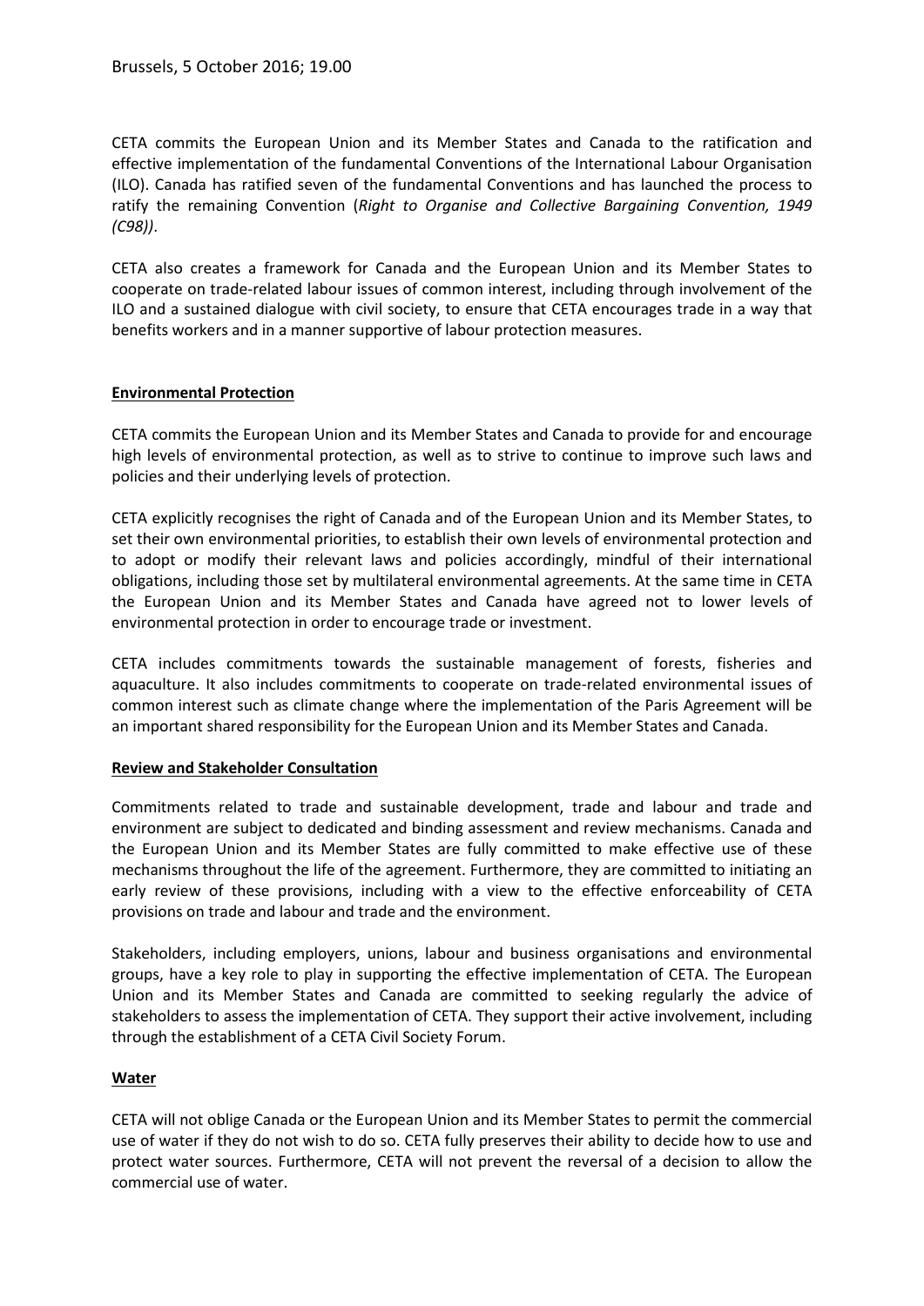Brussels, 5 October 2016; 19.00

CETA commits the European Union and its Member States and Canada to the ratification and effective implementation of the fundamental Conventions of the International Labour Organisation (ILO). Canada has ratified seven of the fundamental Conventions and has launched the process to ratify the remaining Convention (*Right to Organise and Collective Bargaining Convention, 1949 (C98))*.

CETA also creates a framework for Canada and the European Union and its Member States to cooperate on trade-related labour issues of common interest, including through involvement of the ILO and a sustained dialogue with civil society, to ensure that CETA encourages trade in a way that benefits workers and in a manner supportive of labour protection measures.

**Environmental Protection**

CETA commits the European Union and its Member States and Canada to provide for and encourage high levels of environmental protection, as well as to strive to continue to improve such laws and policies and their underlying levels of protection.

CETA explicitly recognises the right of Canada and of the European Union and its Member States, to set their own environmental priorities, to establish their own levels of environmental protection and to adopt or modify their relevant laws and policies accordingly, mindful of their international obligations, including those set by multilateral environmental agreements. At the same time in CETA the European Union and its Member States and Canada have agreed not to lower levels of environmental protection in order to encourage trade or investment.

CETA includes commitments towards the sustainable management of forests, fisheries and aquaculture. It also includes commitments to cooperate on trade-related environmental issues of common interest such as climate change where the implementation of the Paris Agreement will be an important shared responsibility for the European Union and its Member States and Canada.

**Review and Stakeholder Consultation**

Commitments related to trade and sustainable development, trade and labour and trade and environment are subject to dedicated and binding assessment and review mechanisms. Canada and the European Union and its Member States are fully committed to make effective use of these mechanisms throughout the life of the agreement. Furthermore, they are committed to initiating an early review of these provisions, including with a view to the effective enforceability of CETA provisions on trade and labour and trade and the environment.

Stakeholders, including employers, unions, labour and business organisations and environmental groups, have a key role to play in supporting the effective implementation of CETA. The European Union and its Member States and Canada are committed to seeking regularly the advice of stakeholders to assess the implementation of CETA. They support their active involvement, including through the establishment of a CETA Civil Society Forum.

**Water**

CETA will not oblige Canada or the European Union and its Member States to permit the commercial use of water if they do not wish to do so. CETA fully preserves their ability to decide how to use and protect water sources. Furthermore, CETA will not prevent the reversal of a decision to allow the commercial use of water.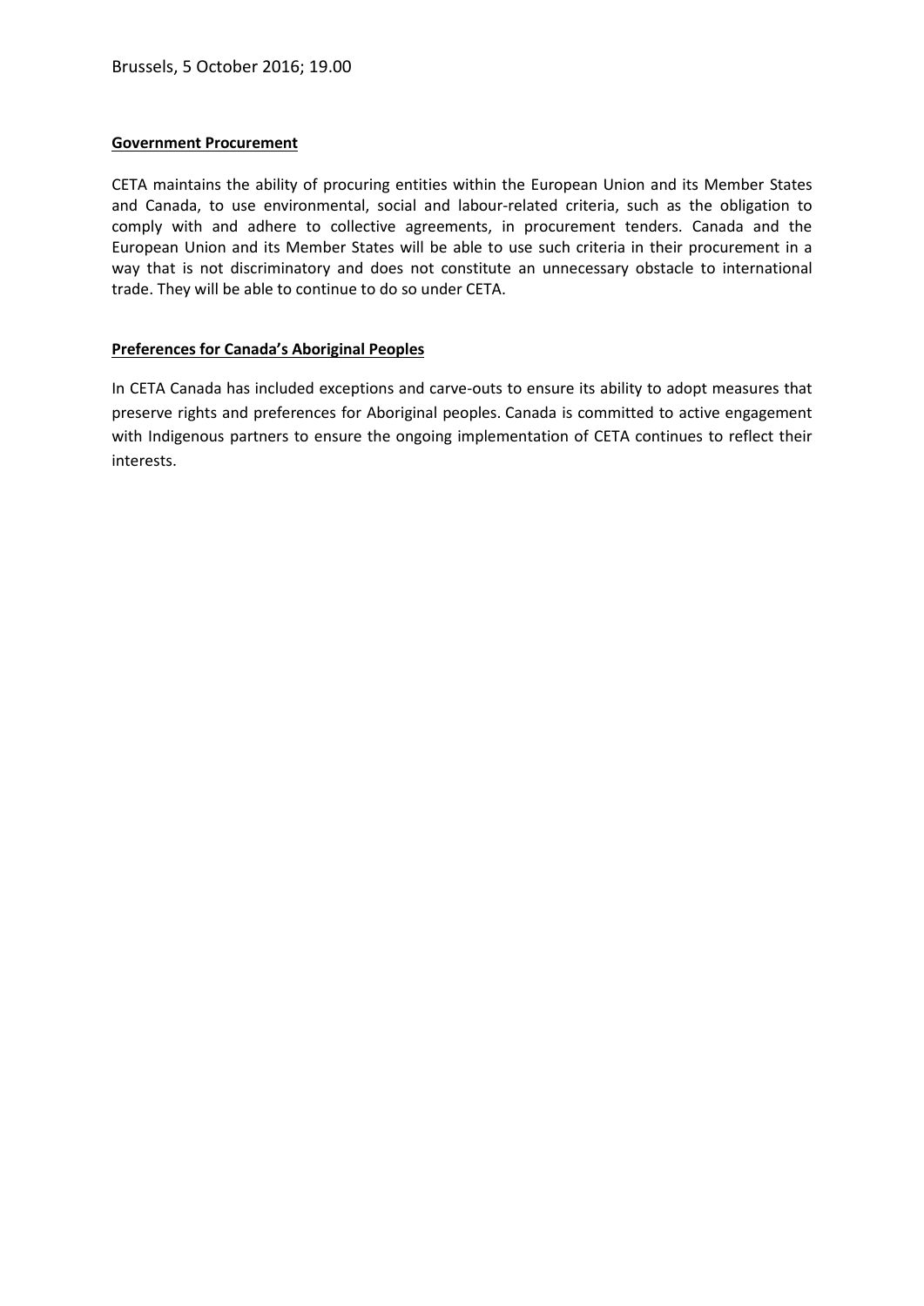**Government Procurement**

CETA maintains the ability of procuring entities within the European Union and its Member States and Canada, to use environmental, social and labour-related criteria, such as the obligation to comply with and adhere to collective agreements, in procurement tenders. Canada and the European Union and its Member States will be able to use such criteria in their procurement in a way that is not discriminatory and does not constitute an unnecessary obstacle to international trade. They will be able to continue to do so under CETA.

**Preferences for Canada's Aboriginal Peoples**

In CETA Canada has included exceptions and carve-outs to ensure its ability to adopt measures that preserve rights and preferences for Aboriginal peoples. Canada is committed to active engagement with Indigenous partners to ensure the ongoing implementation of CETA continues to reflect their interests.